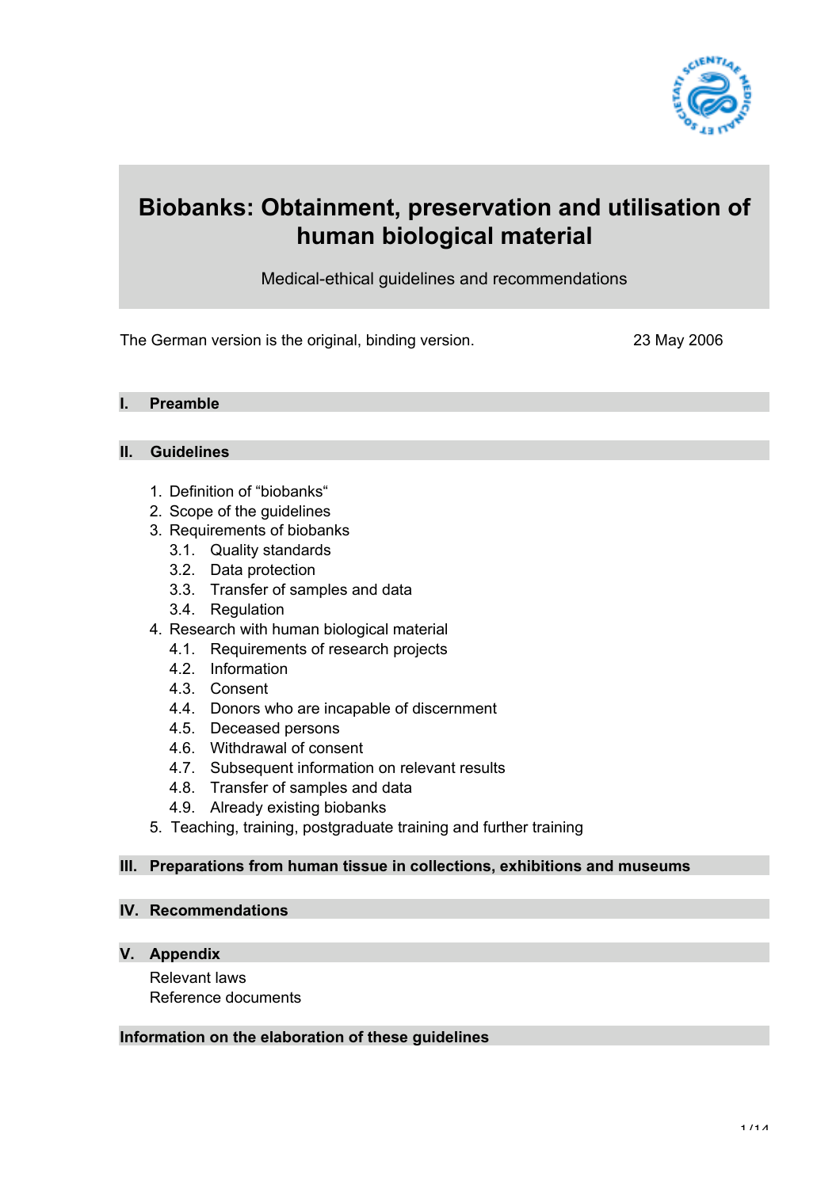# Biobanks: Obtainment, preservation and utilisation of human biological material

Medical-ethical guidelines and recommendations

The German version is the original, binding version.

23 May 2006

## I. Preamble

## II. Guidelines

1. Definition of "biobanks"
2. Scope of the guidelines
3. Requirements of biobanks
   - 3.1. Quality standards
   - 3.2. Data protection
   - 3.3. Transfer of samples and data
   - 3.4. Regulation
4. Research with human biological material
   - 4.1. Requirements of research projects
   - 4.2. Information
   - 4.3. Consent
   - 4.4. Donors who are incapable of discernment
   - 4.5. Deceased persons
   - 4.6. Withdrawal of consent
   - 4.7. Subsequent information on relevant results
   - 4.8. Transfer of samples and data
   - 4.9. Already existing biobanks
5. Teaching, training, postgraduate training and further training

## III. Preparations from human tissue in collections, exhibitions and museums

## IV. Recommendations

## V. Appendix

Relevant laws

Reference documents

## Information on the elaboration of these guidelines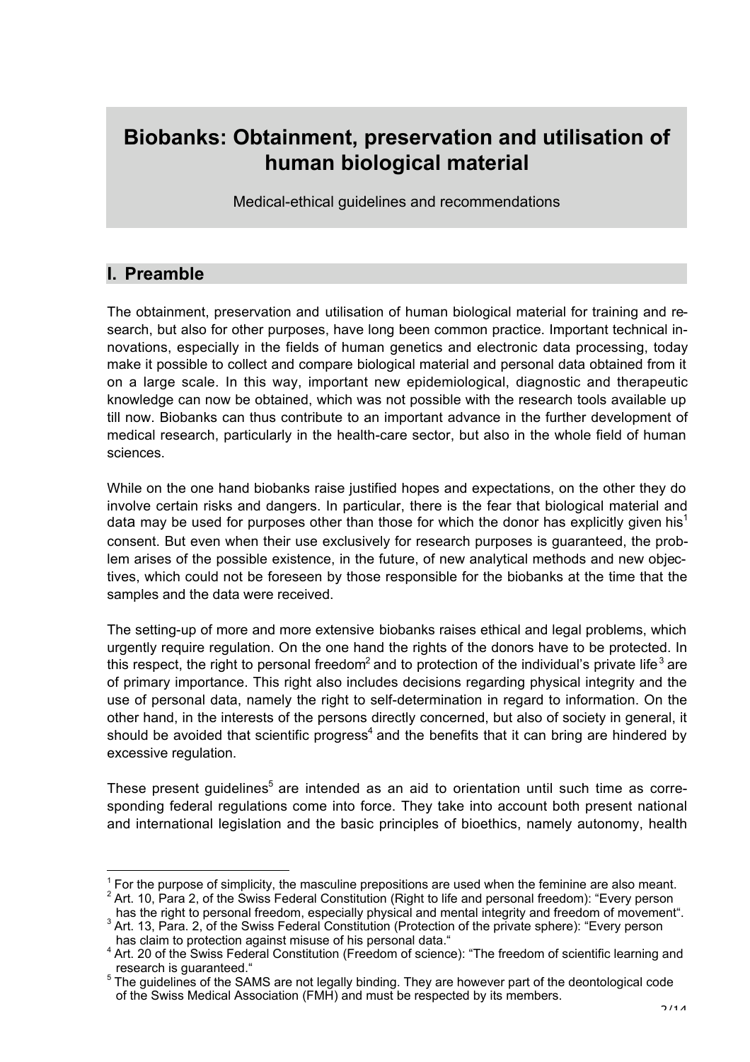# Biobanks: Obtainment, preservation and utilisation of human biological material

Medical-ethical guidelines and recommendations

## I. Preamble

The obtainment, preservation and utilisation of human biological material for training and research, but also for other purposes, have long been common practice. Important technical innovations, especially in the fields of human genetics and electronic data processing, today make it possible to collect and compare biological material and personal data obtained from it on a large scale. In this way, important new epidemiological, diagnostic and therapeutic knowledge can now be obtained, which was not possible with the research tools available up till now. Biobanks can thus contribute to an important advance in the further development of medical research, particularly in the health-care sector, but also in the whole field of human sciences.

While on the one hand biobanks raise justified hopes and expectations, on the other they do involve certain risks and dangers. In particular, there is the fear that biological material and data may be used for purposes other than those for which the donor has explicitly given his[1] consent. But even when their use exclusively for research purposes is guaranteed, the problem arises of the possible existence, in the future, of new analytical methods and new objectives, which could not be foreseen by those responsible for the biobanks at the time that the samples and the data were received.

The setting-up of more and more extensive biobanks raises ethical and legal problems, which urgently require regulation. On the one hand the rights of the donors have to be protected. In this respect, the right to personal freedom[2] and to protection of the individual's private life[3] are of primary importance. This right also includes decisions regarding physical integrity and the use of personal data, namely the right to self-determination in regard to information. On the other hand, in the interests of the persons directly concerned, but also of society in general, it should be avoided that scientific progress[4] and the benefits that it can bring are hindered by excessive regulation.

These present guidelines[5] are intended as an aid to orientation until such time as corresponding federal regulations come into force. They take into account both present national and international legislation and the basic principles of bioethics, namely autonomy, health

---

[1] For the purpose of simplicity, the masculine prepositions are used when the feminine are also meant.

[2] Art. 10, Para 2, of the Swiss Federal Constitution (Right to life and personal freedom): "Every person has the right to personal freedom, especially physical and mental integrity and freedom of movement".

[3] Art. 13, Para. 2, of the Swiss Federal Constitution (Protection of the private sphere): "Every person has claim to protection against misuse of his personal data."

[4] Art. 20 of the Swiss Federal Constitution (Freedom of science): "The freedom of scientific learning and research is guaranteed."

[5] The guidelines of the SAMS are not legally binding. They are however part of the deontological code of the Swiss Medical Association (FMH) and must be respected by its members.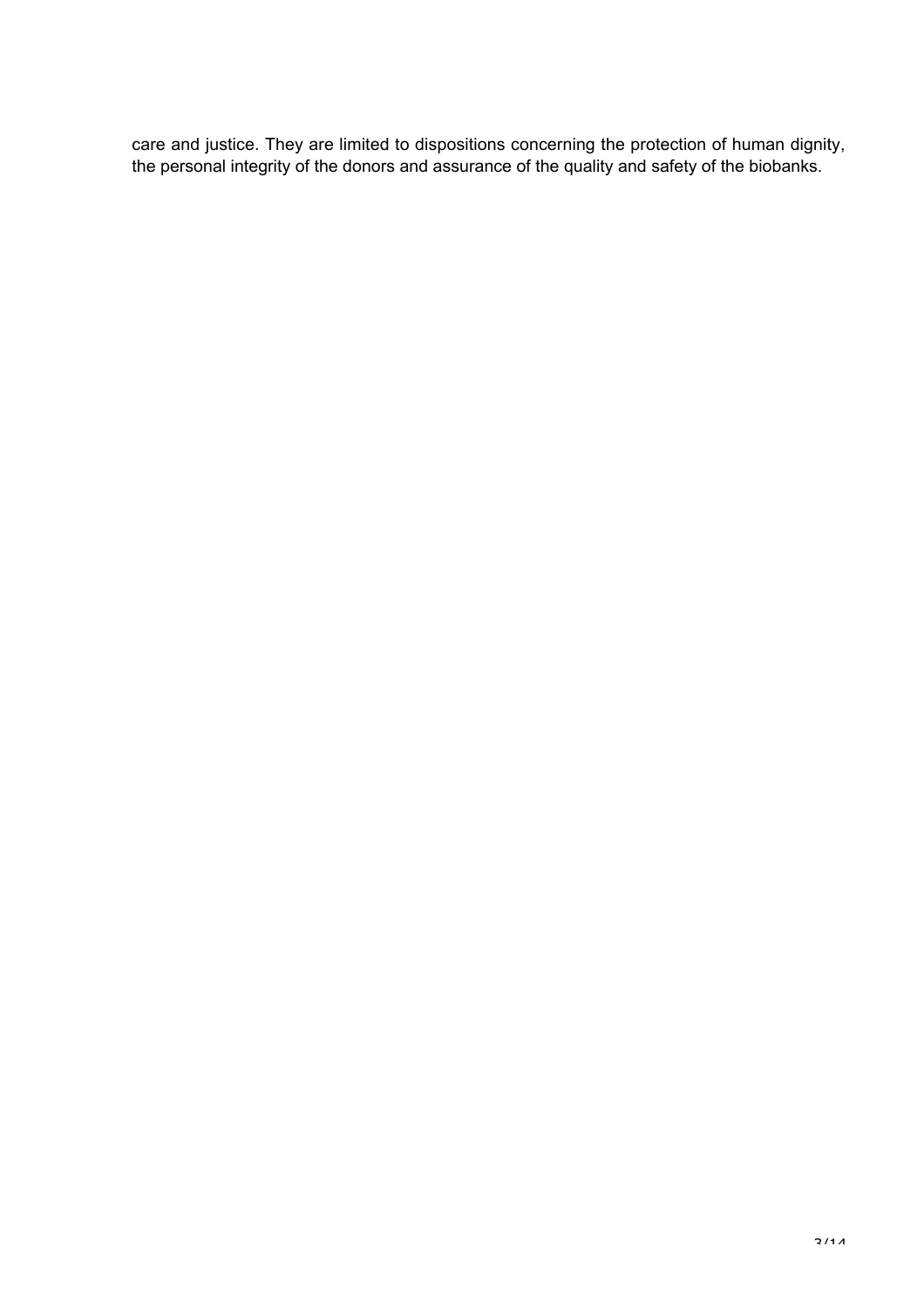care and justice. They are limited to dispositions concerning the protection of human dignity, the personal integrity of the donors and assurance of the quality and safety of the biobanks.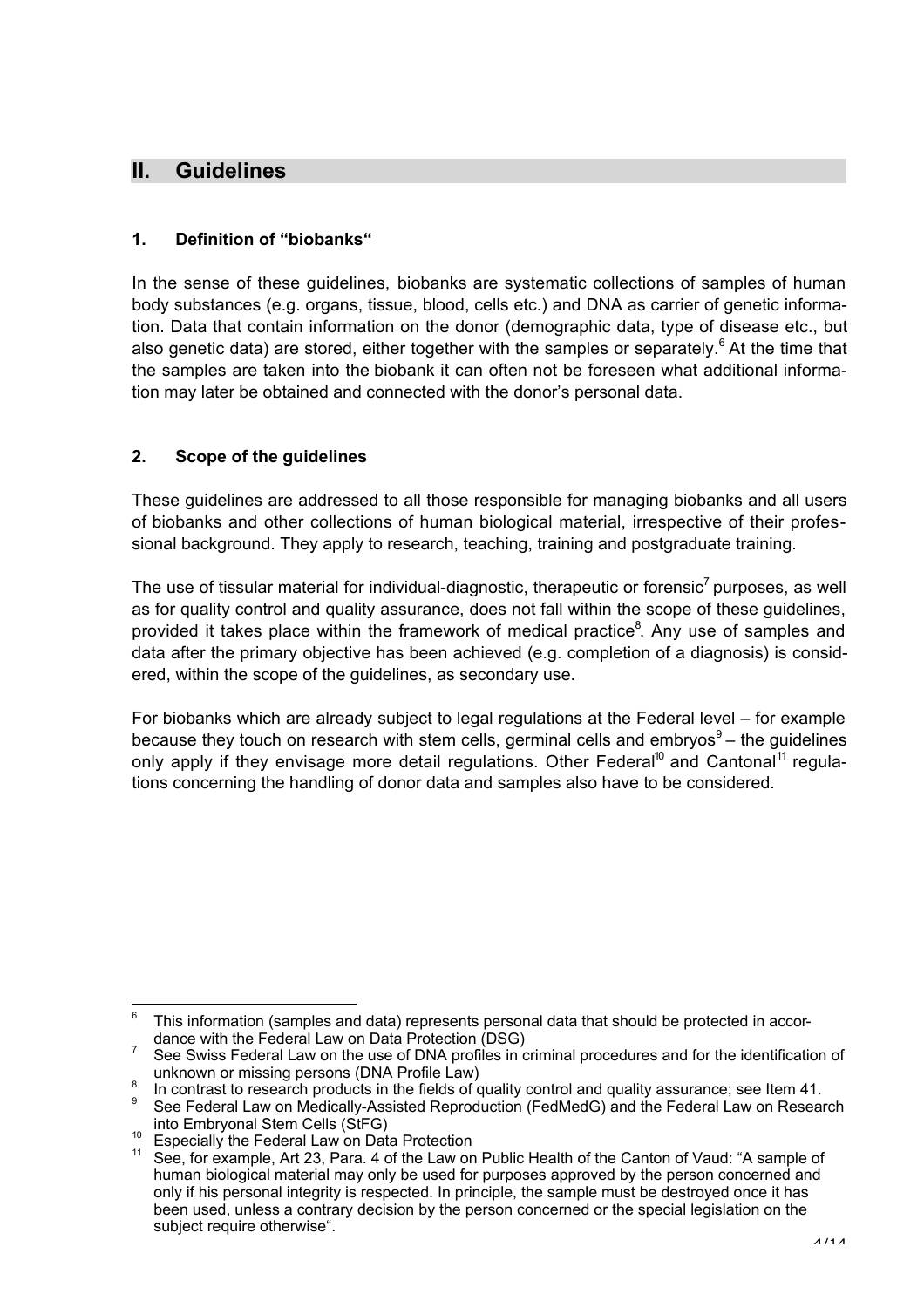## II. Guidelines

### 1. Definition of "biobanks"

In the sense of these guidelines, biobanks are systematic collections of samples of human body substances (e.g. organs, tissue, blood, cells etc.) and DNA as carrier of genetic information. Data that contain information on the donor (demographic data, type of disease etc., but also genetic data) are stored, either together with the samples or separately.[6] At the time that the samples are taken into the biobank it can often not be foreseen what additional information may later be obtained and connected with the donor's personal data.

### 2. Scope of the guidelines

These guidelines are addressed to all those responsible for managing biobanks and all users of biobanks and other collections of human biological material, irrespective of their professional background. They apply to research, teaching, training and postgraduate training.

The use of tissular material for individual-diagnostic, therapeutic or forensic[7] purposes, as well as for quality control and quality assurance, does not fall within the scope of these guidelines, provided it takes place within the framework of medical practice[8]. Any use of samples and data after the primary objective has been achieved (e.g. completion of a diagnosis) is considered, within the scope of the guidelines, as secondary use.

For biobanks which are already subject to legal regulations at the Federal level – for example because they touch on research with stem cells, germinal cells and embryos[9] – the guidelines only apply if they envisage more detail regulations. Other Federal[10] and Cantonal[11] regulations concerning the handling of donor data and samples also have to be considered.

---

[6] This information (samples and data) represents personal data that should be protected in accordance with the Federal Law on Data Protection (DSG)

[7] See Swiss Federal Law on the use of DNA profiles in criminal procedures and for the identification of unknown or missing persons (DNA Profile Law)

[8] In contrast to research products in the fields of quality control and quality assurance; see Item 41.

[9] See Federal Law on Medically-Assisted Reproduction (FedMedG) and the Federal Law on Research into Embryonal Stem Cells (StFG)

[10] Especially the Federal Law on Data Protection

[11] See, for example, Art 23, Para. 4 of the Law on Public Health of the Canton of Vaud: "A sample of human biological material may only be used for purposes approved by the person concerned and only if his personal integrity is respected. In principle, the sample must be destroyed once it has been used, unless a contrary decision by the person concerned or the special legislation on the subject require otherwise".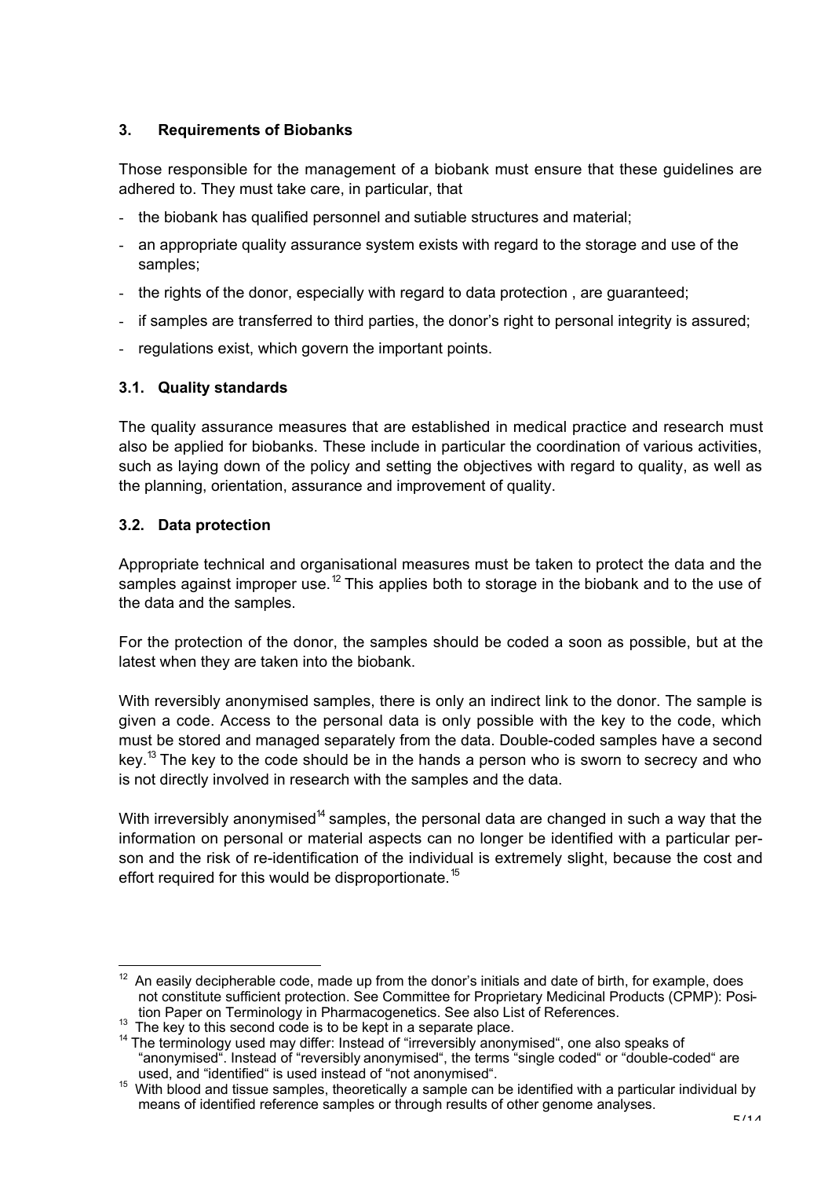## 3. Requirements of Biobanks

Those responsible for the management of a biobank must ensure that these guidelines are adhered to. They must take care, in particular, that

- the biobank has qualified personnel and sutiable structures and material;
- an appropriate quality assurance system exists with regard to the storage and use of the samples;
- the rights of the donor, especially with regard to data protection , are guaranteed;
- if samples are transferred to third parties, the donor's right to personal integrity is assured;
- regulations exist, which govern the important points.

### 3.1. Quality standards

The quality assurance measures that are established in medical practice and research must also be applied for biobanks. These include in particular the coordination of various activities, such as laying down of the policy and setting the objectives with regard to quality, as well as the planning, orientation, assurance and improvement of quality.

### 3.2. Data protection

Appropriate technical and organisational measures must be taken to protect the data and the samples against improper use.[12] This applies both to storage in the biobank and to the use of the data and the samples.

For the protection of the donor, the samples should be coded a soon as possible, but at the latest when they are taken into the biobank.

With reversibly anonymised samples, there is only an indirect link to the donor. The sample is given a code. Access to the personal data is only possible with the key to the code, which must be stored and managed separately from the data. Double-coded samples have a second key.[13] The key to the code should be in the hands a person who is sworn to secrecy and who is not directly involved in research with the samples and the data.

With irreversibly anonymised[14] samples, the personal data are changed in such a way that the information on personal or material aspects can no longer be identified with a particular person and the risk of re-identification of the individual is extremely slight, because the cost and effort required for this would be disproportionate.[15]

---

[12] An easily decipherable code, made up from the donor's initials and date of birth, for example, does not constitute sufficient protection. See Committee for Proprietary Medicinal Products (CPMP): Position Paper on Terminology in Pharmacogenetics. See also List of References.

[13] The key to this second code is to be kept in a separate place.

[14] The terminology used may differ: Instead of "irreversibly anonymised", one also speaks of "anonymised". Instead of "reversibly anonymised", the terms "single coded" or "double-coded" are used, and "identified" is used instead of "not anonymised".

[15] With blood and tissue samples, theoretically a sample can be identified with a particular individual by means of identified reference samples or through results of other genome analyses.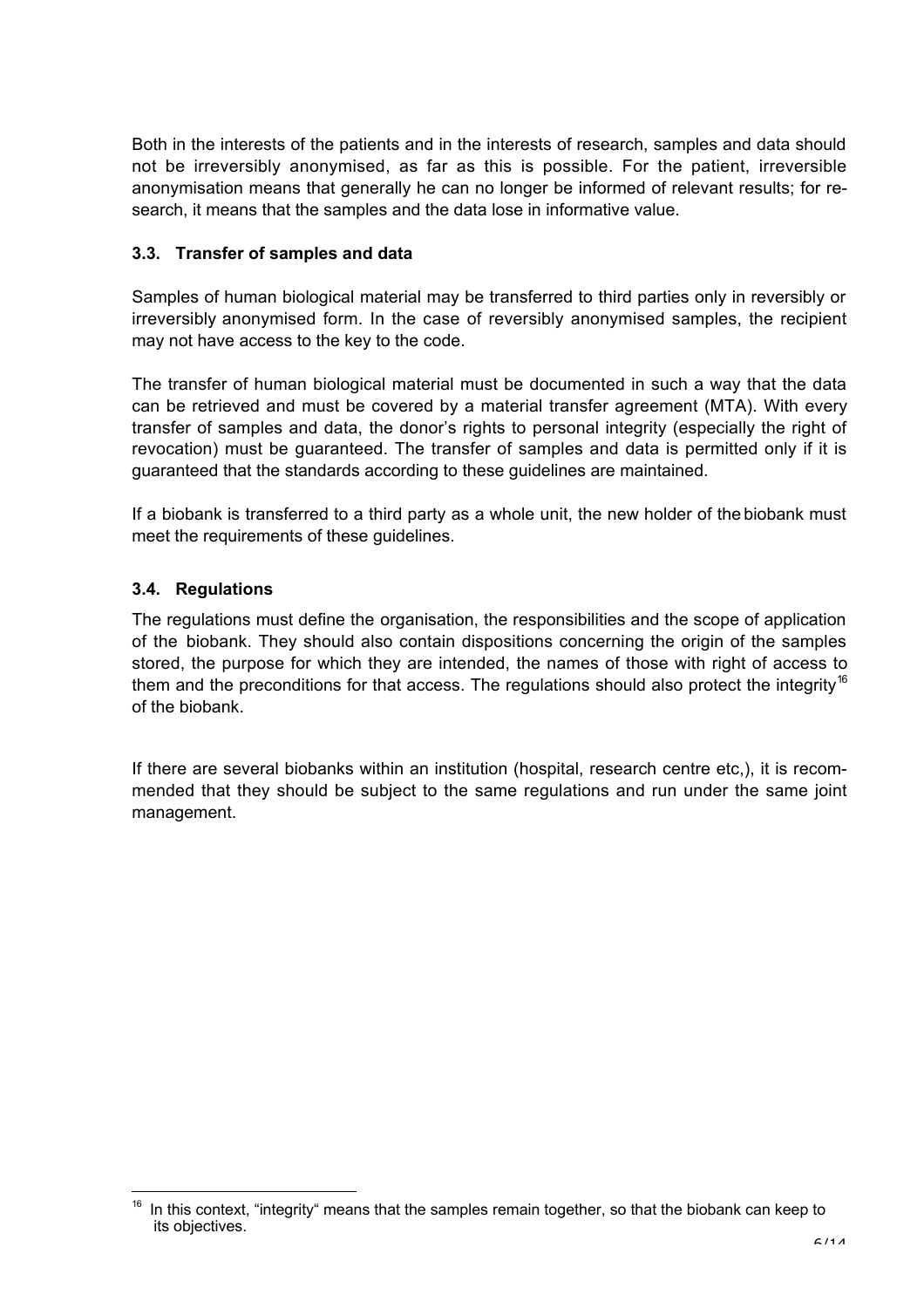Both in the interests of the patients and in the interests of research, samples and data should not be irreversibly anonymised, as far as this is possible. For the patient, irreversible anonymisation means that generally he can no longer be informed of relevant results; for research, it means that the samples and the data lose in informative value.

### 3.3. Transfer of samples and data

Samples of human biological material may be transferred to third parties only in reversibly or irreversibly anonymised form. In the case of reversibly anonymised samples, the recipient may not have access to the key to the code.

The transfer of human biological material must be documented in such a way that the data can be retrieved and must be covered by a material transfer agreement (MTA). With every transfer of samples and data, the donor's rights to personal integrity (especially the right of revocation) must be guaranteed. The transfer of samples and data is permitted only if it is guaranteed that the standards according to these guidelines are maintained.

If a biobank is transferred to a third party as a whole unit, the new holder of the biobank must meet the requirements of these guidelines.

### 3.4. Regulations

The regulations must define the organisation, the responsibilities and the scope of application of the biobank. They should also contain dispositions concerning the origin of the samples stored, the purpose for which they are intended, the names of those with right of access to them and the preconditions for that access. The regulations should also protect the integrity[16] of the biobank.

If there are several biobanks within an institution (hospital, research centre etc,), it is recommended that they should be subject to the same regulations and run under the same joint management.

---

[16] In this context, "integrity" means that the samples remain together, so that the biobank can keep to its objectives.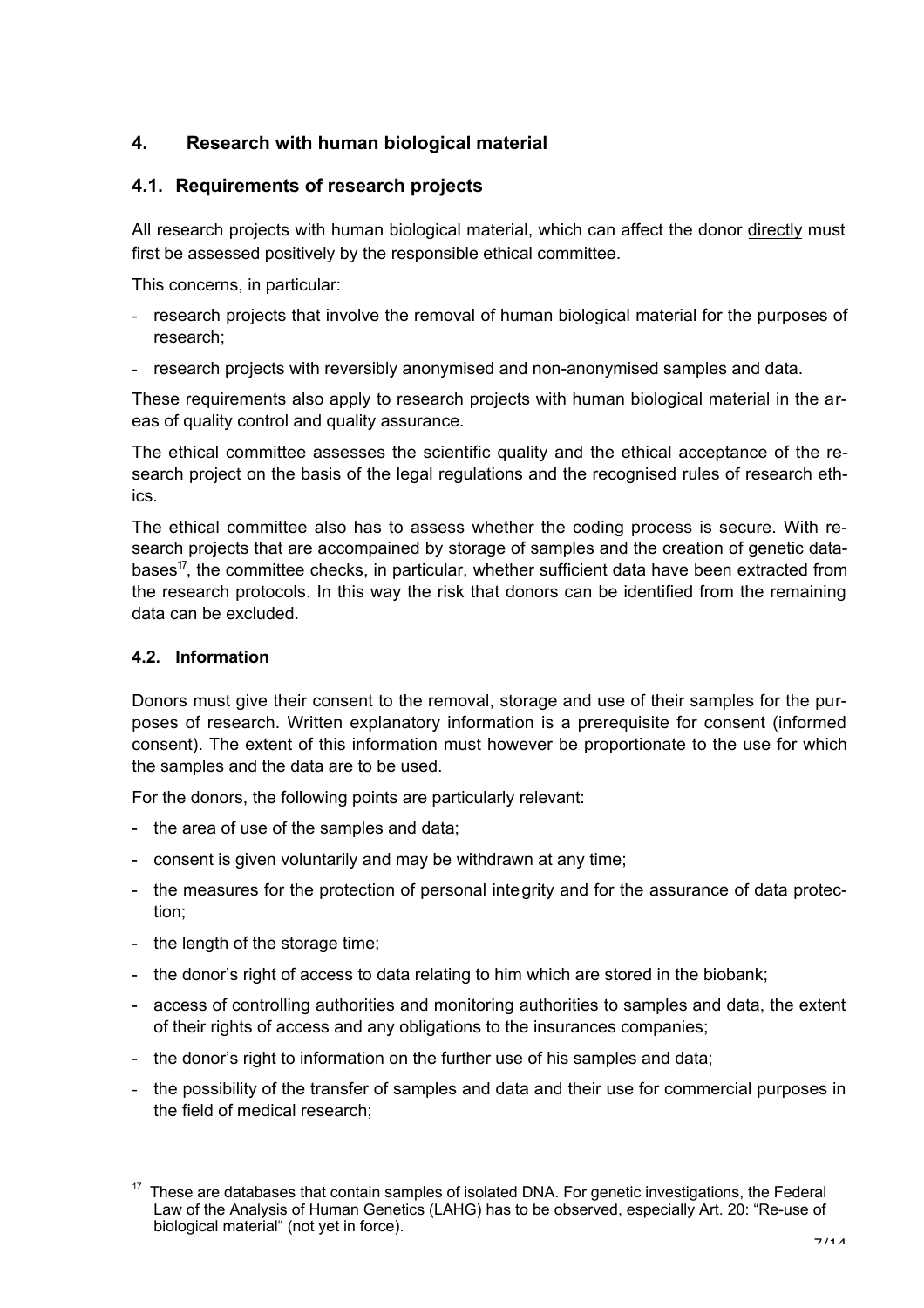## 4. Research with human biological material

### 4.1. Requirements of research projects

All research projects with human biological material, which can affect the donor directly must first be assessed positively by the responsible ethical committee.

This concerns, in particular:

- research projects that involve the removal of human biological material for the purposes of research;
- research projects with reversibly anonymised and non-anonymised samples and data.

These requirements also apply to research projects with human biological material in the areas of quality control and quality assurance.

The ethical committee assesses the scientific quality and the ethical acceptance of the research project on the basis of the legal regulations and the recognised rules of research ethics.

The ethical committee also has to assess whether the coding process is secure. With research projects that are accompained by storage of samples and the creation of genetic databases[17], the committee checks, in particular, whether sufficient data have been extracted from the research protocols. In this way the risk that donors can be identified from the remaining data can be excluded.

### 4.2. Information

Donors must give their consent to the removal, storage and use of their samples for the purposes of research. Written explanatory information is a prerequisite for consent (informed consent). The extent of this information must however be proportionate to the use for which the samples and the data are to be used.

For the donors, the following points are particularly relevant:

- the area of use of the samples and data;
- consent is given voluntarily and may be withdrawn at any time;
- the measures for the protection of personal integrity and for the assurance of data protection;
- the length of the storage time;
- the donor's right of access to data relating to him which are stored in the biobank;
- access of controlling authorities and monitoring authorities to samples and data, the extent of their rights of access and any obligations to the insurances companies;
- the donor's right to information on the further use of his samples and data;
- the possibility of the transfer of samples and data and their use for commercial purposes in the field of medical research;

---

[17] These are databases that contain samples of isolated DNA. For genetic investigations, the Federal Law of the Analysis of Human Genetics (LAHG) has to be observed, especially Art. 20: "Re-use of biological material" (not yet in force).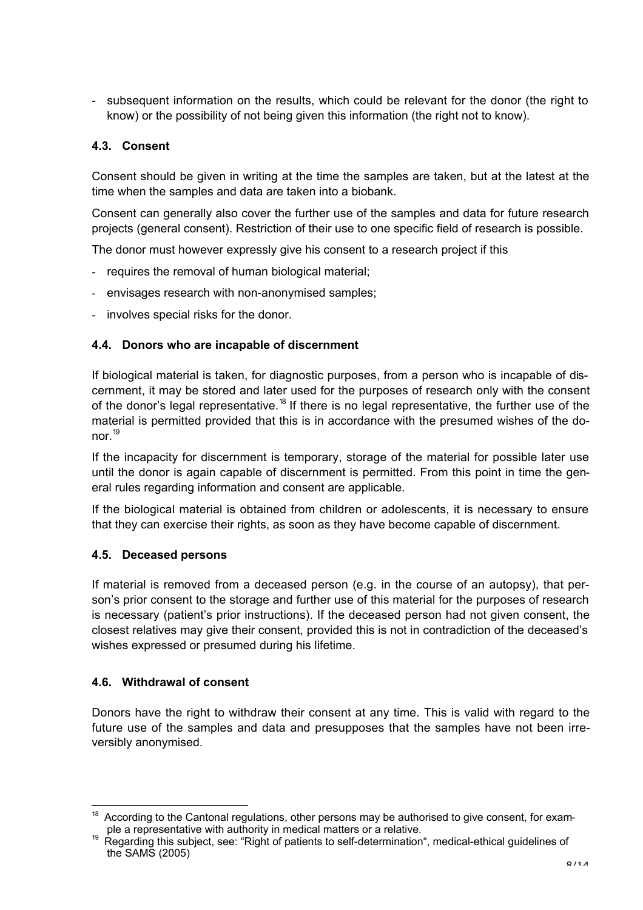- subsequent information on the results, which could be relevant for the donor (the right to know) or the possibility of not being given this information (the right not to know).

### 4.3. Consent

Consent should be given in writing at the time the samples are taken, but at the latest at the time when the samples and data are taken into a biobank.

Consent can generally also cover the further use of the samples and data for future research projects (general consent). Restriction of their use to one specific field of research is possible.

The donor must however expressly give his consent to a research project if this

- requires the removal of human biological material;
- envisages research with non-anonymised samples;
- involves special risks for the donor.

### 4.4. Donors who are incapable of discernment

If biological material is taken, for diagnostic purposes, from a person who is incapable of discernment, it may be stored and later used for the purposes of research only with the consent of the donor's legal representative.[18] If there is no legal representative, the further use of the material is permitted provided that this is in accordance with the presumed wishes of the donor.[19]

If the incapacity for discernment is temporary, storage of the material for possible later use until the donor is again capable of discernment is permitted. From this point in time the general rules regarding information and consent are applicable.

If the biological material is obtained from children or adolescents, it is necessary to ensure that they can exercise their rights, as soon as they have become capable of discernment.

### 4.5. Deceased persons

If material is removed from a deceased person (e.g. in the course of an autopsy), that person's prior consent to the storage and further use of this material for the purposes of research is necessary (patient's prior instructions). If the deceased person had not given consent, the closest relatives may give their consent, provided this is not in contradiction of the deceased's wishes expressed or presumed during his lifetime.

### 4.6. Withdrawal of consent

Donors have the right to withdraw their consent at any time. This is valid with regard to the future use of the samples and data and presupposes that the samples have not been irreversibly anonymised.

---

[18] According to the Cantonal regulations, other persons may be authorised to give consent, for example a representative with authority in medical matters or a relative.

[19] Regarding this subject, see: "Right of patients to self-determination", medical-ethical guidelines of the SAMS (2005)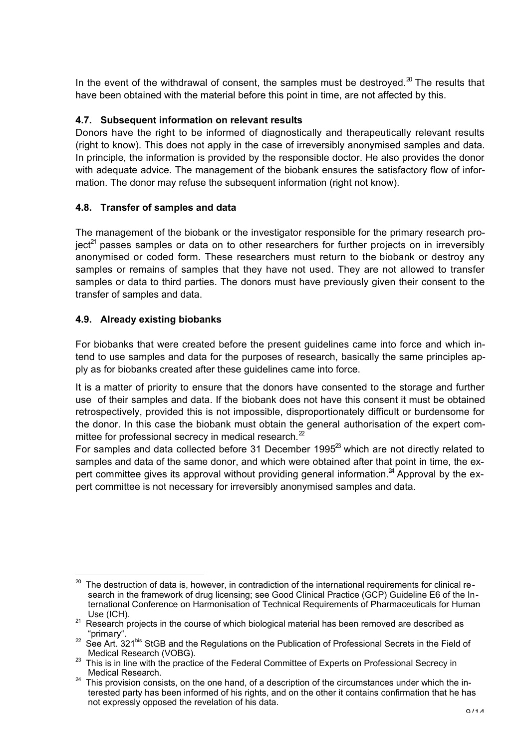In the event of the withdrawal of consent, the samples must be destroyed.[20] The results that have been obtained with the material before this point in time, are not affected by this.

### 4.7. Subsequent information on relevant results

Donors have the right to be informed of diagnostically and therapeutically relevant results (right to know). This does not apply in the case of irreversibly anonymised samples and data. In principle, the information is provided by the responsible doctor. He also provides the donor with adequate advice. The management of the biobank ensures the satisfactory flow of information. The donor may refuse the subsequent information (right not know).

### 4.8. Transfer of samples and data

The management of the biobank or the investigator responsible for the primary research project[21] passes samples or data on to other researchers for further projects on in irreversibly anonymised or coded form. These researchers must return to the biobank or destroy any samples or remains of samples that they have not used. They are not allowed to transfer samples or data to third parties. The donors must have previously given their consent to the transfer of samples and data.

### 4.9. Already existing biobanks

For biobanks that were created before the present guidelines came into force and which intend to use samples and data for the purposes of research, basically the same principles apply as for biobanks created after these guidelines came into force.

It is a matter of priority to ensure that the donors have consented to the storage and further use of their samples and data. If the biobank does not have this consent it must be obtained retrospectively, provided this is not impossible, disproportionately difficult or burdensome for the donor. In this case the biobank must obtain the general authorisation of the expert committee for professional secrecy in medical research.[22]

For samples and data collected before 31 December 1995[23] which are not directly related to samples and data of the same donor, and which were obtained after that point in time, the expert committee gives its approval without providing general information.[24] Approval by the expert committee is not necessary for irreversibly anonymised samples and data.

---

[20] The destruction of data is, however, in contradiction of the international requirements for clinical research in the framework of drug licensing; see Good Clinical Practice (GCP) Guideline E6 of the International Conference on Harmonisation of Technical Requirements of Pharmaceuticals for Human Use (ICH).

[21] Research projects in the course of which biological material has been removed are described as "primary".

[22] See Art. 321[bis] StGB and the Regulations on the Publication of Professional Secrets in the Field of Medical Research (VOBG).

[23] This is in line with the practice of the Federal Committee of Experts on Professional Secrecy in Medical Research.

[24] This provision consists, on the one hand, of a description of the circumstances under which the interested party has been informed of his rights, and on the other it contains confirmation that he has not expressly opposed the revelation of his data.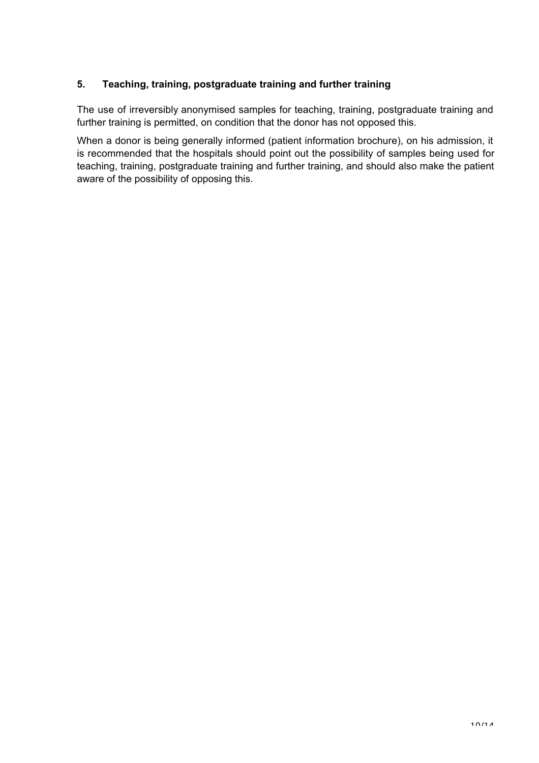## 5. Teaching, training, postgraduate training and further training

The use of irreversibly anonymised samples for teaching, training, postgraduate training and further training is permitted, on condition that the donor has not opposed this.

When a donor is being generally informed (patient information brochure), on his admission, it is recommended that the hospitals should point out the possibility of samples being used for teaching, training, postgraduate training and further training, and should also make the patient aware of the possibility of opposing this.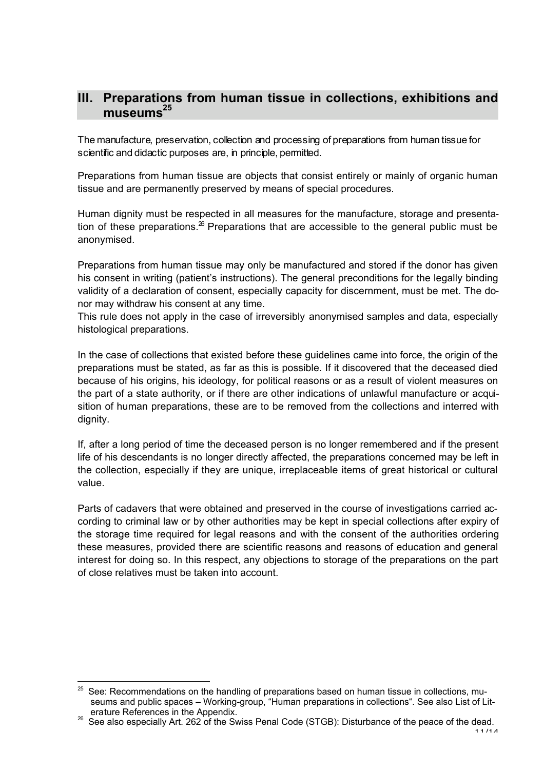## III. Preparations from human tissue in collections, exhibitions and museums[25]

The manufacture, preservation, collection and processing of preparations from human tissue for scientific and didactic purposes are, in principle, permitted.

Preparations from human tissue are objects that consist entirely or mainly of organic human tissue and are permanently preserved by means of special procedures.

Human dignity must be respected in all measures for the manufacture, storage and presentation of these preparations.[26] Preparations that are accessible to the general public must be anonymised.

Preparations from human tissue may only be manufactured and stored if the donor has given his consent in writing (patient's instructions). The general preconditions for the legally binding validity of a declaration of consent, especially capacity for discernment, must be met. The donor may withdraw his consent at any time.
This rule does not apply in the case of irreversibly anonymised samples and data, especially histological preparations.

In the case of collections that existed before these guidelines came into force, the origin of the preparations must be stated, as far as this is possible. If it discovered that the deceased died because of his origins, his ideology, for political reasons or as a result of violent measures on the part of a state authority, or if there are other indications of unlawful manufacture or acquisition of human preparations, these are to be removed from the collections and interred with dignity.

If, after a long period of time the deceased person is no longer remembered and if the present life of his descendants is no longer directly affected, the preparations concerned may be left in the collection, especially if they are unique, irreplaceable items of great historical or cultural value.

Parts of cadavers that were obtained and preserved in the course of investigations carried according to criminal law or by other authorities may be kept in special collections after expiry of the storage time required for legal reasons and with the consent of the authorities ordering these measures, provided there are scientific reasons and reasons of education and general interest for doing so. In this respect, any objections to storage of the preparations on the part of close relatives must be taken into account.

---

[25] See: Recommendations on the handling of preparations based on human tissue in collections, museums and public spaces – Working-group, "Human preparations in collections". See also List of Literature References in the Appendix.

[26] See also especially Art. 262 of the Swiss Penal Code (STGB): Disturbance of the peace of the dead.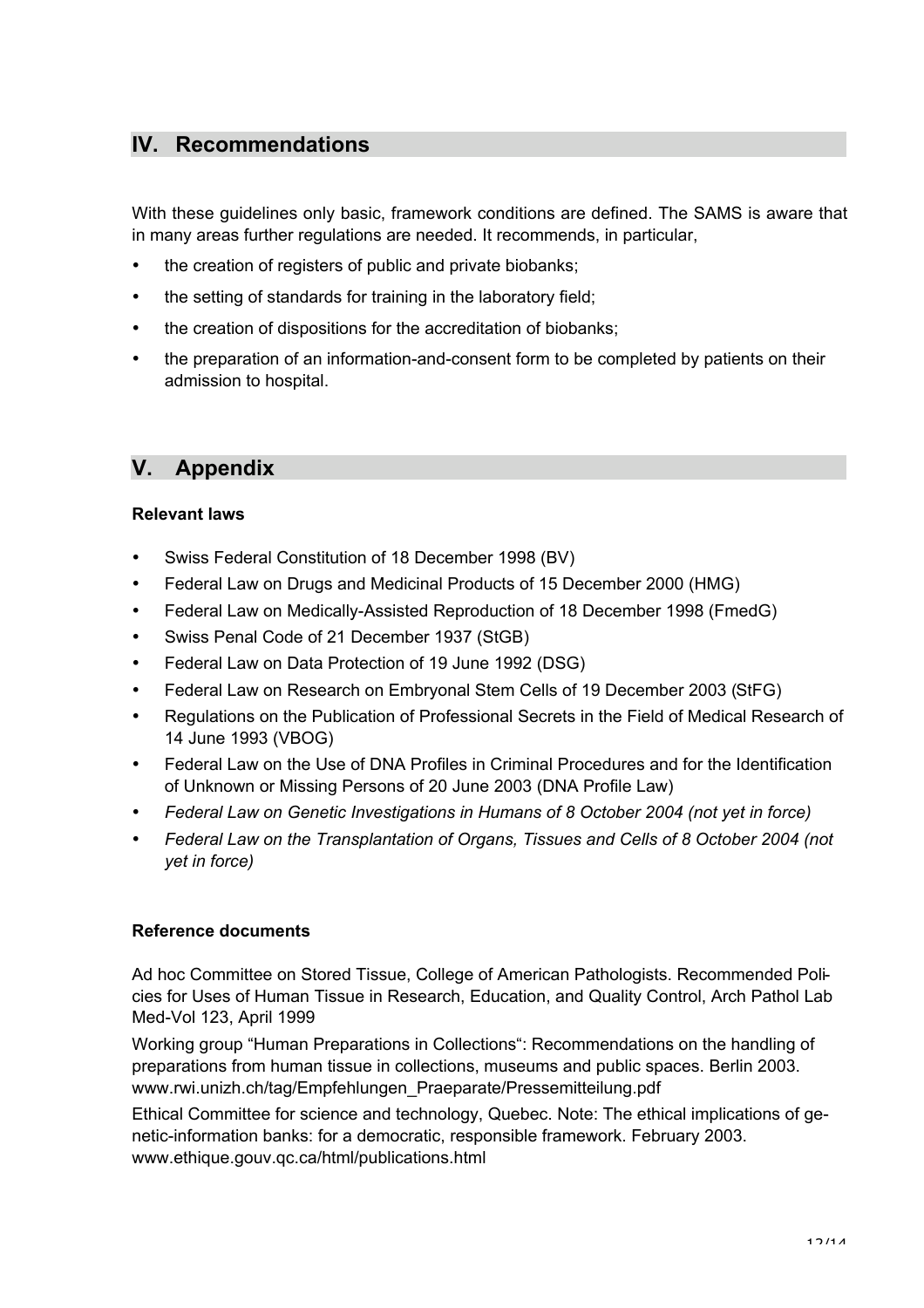## IV. Recommendations

With these guidelines only basic, framework conditions are defined. The SAMS is aware that in many areas further regulations are needed. It recommends, in particular,

- the creation of registers of public and private biobanks;
- the setting of standards for training in the laboratory field;
- the creation of dispositions for the accreditation of biobanks;
- the preparation of an information-and-consent form to be completed by patients on their admission to hospital.

## V. Appendix

**Relevant laws**

- Swiss Federal Constitution of 18 December 1998 (BV)
- Federal Law on Drugs and Medicinal Products of 15 December 2000 (HMG)
- Federal Law on Medically-Assisted Reproduction of 18 December 1998 (FmedG)
- Swiss Penal Code of 21 December 1937 (StGB)
- Federal Law on Data Protection of 19 June 1992 (DSG)
- Federal Law on Research on Embryonal Stem Cells of 19 December 2003 (StFG)
- Regulations on the Publication of Professional Secrets in the Field of Medical Research of 14 June 1993 (VBOG)
- Federal Law on the Use of DNA Profiles in Criminal Procedures and for the Identification of Unknown or Missing Persons of 20 June 2003 (DNA Profile Law)
- *Federal Law on Genetic Investigations in Humans of 8 October 2004 (not yet in force)*
- *Federal Law on the Transplantation of Organs, Tissues and Cells of 8 October 2004 (not yet in force)*

**Reference documents**

Ad hoc Committee on Stored Tissue, College of American Pathologists. Recommended Policies for Uses of Human Tissue in Research, Education, and Quality Control, Arch Pathol Lab Med-Vol 123, April 1999

Working group "Human Preparations in Collections": Recommendations on the handling of preparations from human tissue in collections, museums and public spaces. Berlin 2003. www.rwi.unizh.ch/tag/Empfehlungen_Praeparate/Pressemitteilung.pdf

Ethical Committee for science and technology, Quebec. Note: The ethical implications of genetic-information banks: for a democratic, responsible framework. February 2003. www.ethique.gouv.qc.ca/html/publications.html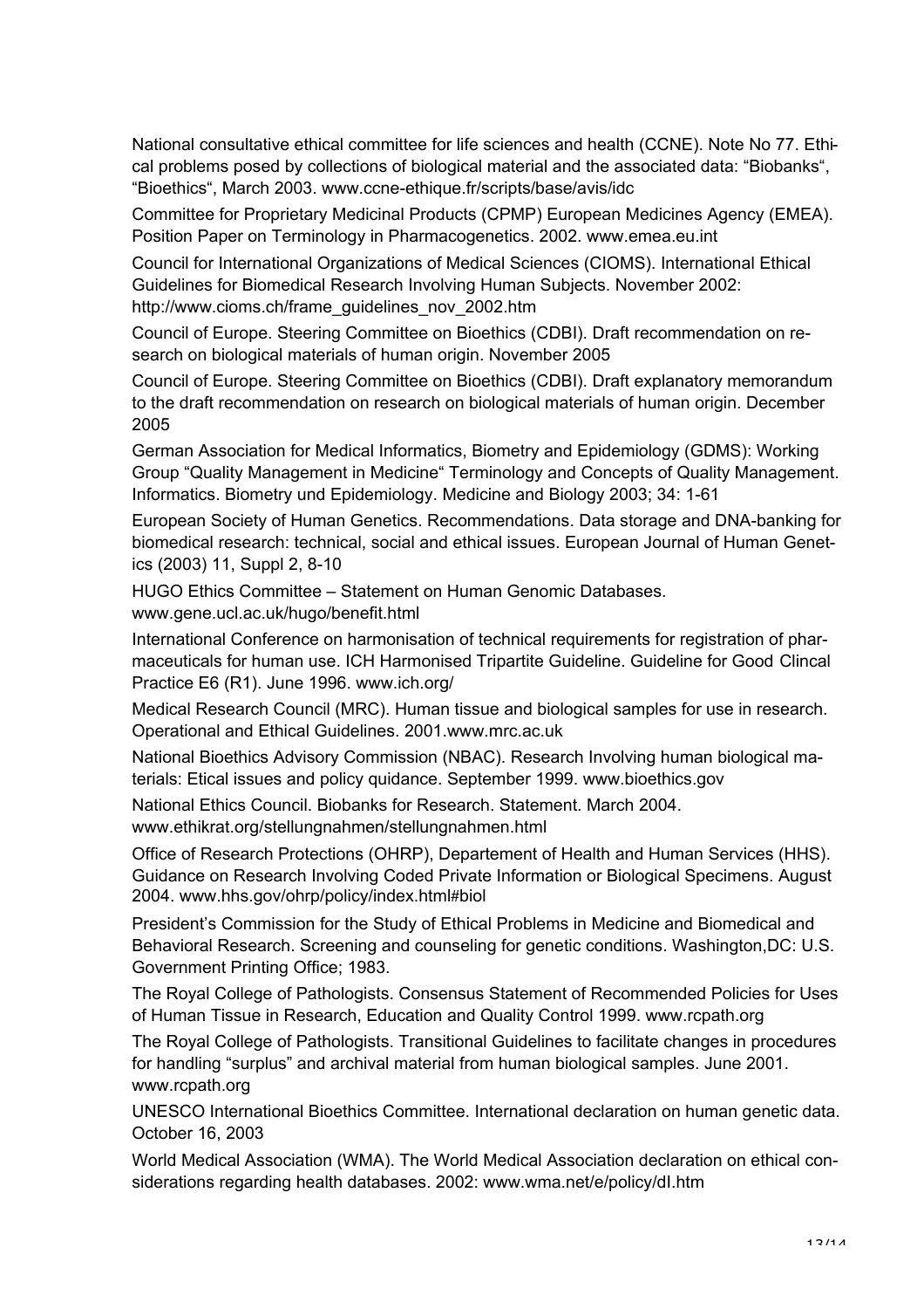National consultative ethical committee for life sciences and health (CCNE). Note No 77. Ethical problems posed by collections of biological material and the associated data: "Biobanks", "Bioethics", March 2003. www.ccne-ethique.fr/scripts/base/avis/idc

Committee for Proprietary Medicinal Products (CPMP) European Medicines Agency (EMEA). Position Paper on Terminology in Pharmacogenetics. 2002. www.emea.eu.int

Council for International Organizations of Medical Sciences (CIOMS). International Ethical Guidelines for Biomedical Research Involving Human Subjects. November 2002: http://www.cioms.ch/frame_guidelines_nov_2002.htm

Council of Europe. Steering Committee on Bioethics (CDBI). Draft recommendation on research on biological materials of human origin. November 2005

Council of Europe. Steering Committee on Bioethics (CDBI). Draft explanatory memorandum to the draft recommendation on research on biological materials of human origin. December 2005

German Association for Medical Informatics, Biometry and Epidemiology (GDMS): Working Group "Quality Management in Medicine" Terminology and Concepts of Quality Management. Informatics. Biometry und Epidemiology. Medicine and Biology 2003; 34: 1-61

European Society of Human Genetics. Recommendations. Data storage and DNA-banking for biomedical research: technical, social and ethical issues. European Journal of Human Genetics (2003) 11, Suppl 2, 8-10

HUGO Ethics Committee – Statement on Human Genomic Databases. www.gene.ucl.ac.uk/hugo/benefit.html

International Conference on harmonisation of technical requirements for registration of pharmaceuticals for human use. ICH Harmonised Tripartite Guideline. Guideline for Good Clincal Practice E6 (R1). June 1996. www.ich.org/

Medical Research Council (MRC). Human tissue and biological samples for use in research. Operational and Ethical Guidelines. 2001.www.mrc.ac.uk

National Bioethics Advisory Commission (NBAC). Research Involving human biological materials: Etical issues and policy quidance. September 1999. www.bioethics.gov

National Ethics Council. Biobanks for Research. Statement. March 2004. www.ethikrat.org/stellungnahmen/stellungnahmen.html

Office of Research Protections (OHRP), Departement of Health and Human Services (HHS). Guidance on Research Involving Coded Private Information or Biological Specimens. August 2004. www.hhs.gov/ohrp/policy/index.html#biol

President's Commission for the Study of Ethical Problems in Medicine and Biomedical and Behavioral Research. Screening and counseling for genetic conditions. Washington,DC: U.S. Government Printing Office; 1983.

The Royal College of Pathologists. Consensus Statement of Recommended Policies for Uses of Human Tissue in Research, Education and Quality Control 1999. www.rcpath.org

The Royal College of Pathologists. Transitional Guidelines to facilitate changes in procedures for handling "surplus" and archival material from human biological samples. June 2001. www.rcpath.org

UNESCO International Bioethics Committee. International declaration on human genetic data. October 16, 2003

World Medical Association (WMA). The World Medical Association declaration on ethical considerations regarding health databases. 2002: www.wma.net/e/policy/dI.htm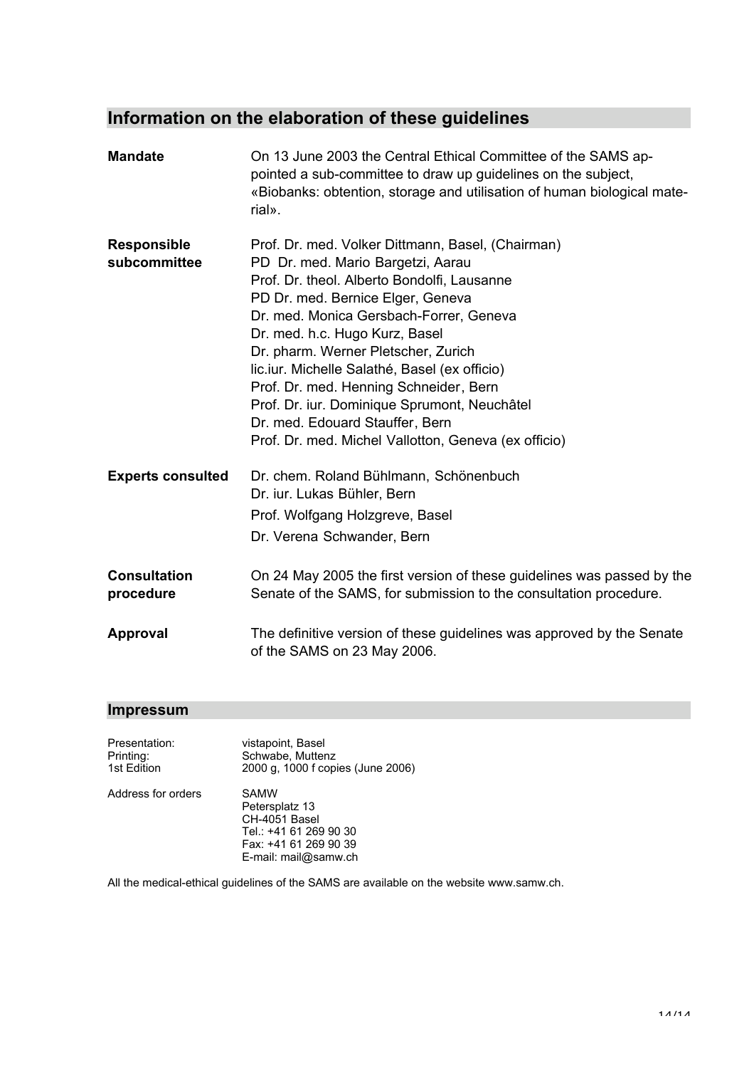## Information on the elaboration of these guidelines

| | |
|---|---|
| **Mandate** | On 13 June 2003 the Central Ethical Committee of the SAMS appointed a sub-committee to draw up guidelines on the subject, «Biobanks: obtention, storage and utilisation of human biological material». |
| **Responsible subcommittee** | Prof. Dr. med. Volker Dittmann, Basel, (Chairman)<br>PD Dr. med. Mario Bargetzi, Aarau<br>Prof. Dr. theol. Alberto Bondolfi, Lausanne<br>PD Dr. med. Bernice Elger, Geneva<br>Dr. med. Monica Gersbach-Forrer, Geneva<br>Dr. med. h.c. Hugo Kurz, Basel<br>Dr. pharm. Werner Pletscher, Zurich<br>lic.iur. Michelle Salathé, Basel (ex officio)<br>Prof. Dr. med. Henning Schneider, Bern<br>Prof. Dr. iur. Dominique Sprumont, Neuchâtel<br>Dr. med. Edouard Stauffer, Bern<br>Prof. Dr. med. Michel Vallotton, Geneva (ex officio) |
| **Experts consulted** | Dr. chem. Roland Bühlmann, Schönenbuch<br>Dr. iur. Lukas Bühler, Bern<br>Prof. Wolfgang Holzgreve, Basel<br>Dr. Verena Schwander, Bern |
| **Consultation procedure** | On 24 May 2005 the first version of these guidelines was passed by the Senate of the SAMS, for submission to the consultation procedure. |
| **Approval** | The definitive version of these guidelines was approved by the Senate of the SAMS on 23 May 2006. |

## Impressum

| | |
|---|---|
| Presentation: | vistapoint, Basel |
| Printing: | Schwabe, Muttenz |
| 1st Edition | 2000 g, 1000 f copies (June 2006) |
| Address for orders | SAMW<br>Petersplatz 13<br>CH-4051 Basel<br>Tel.: +41 61 269 90 30<br>Fax: +41 61 269 90 39<br>E-mail: mail@samw.ch |

All the medical-ethical guidelines of the SAMS are available on the website www.samw.ch.